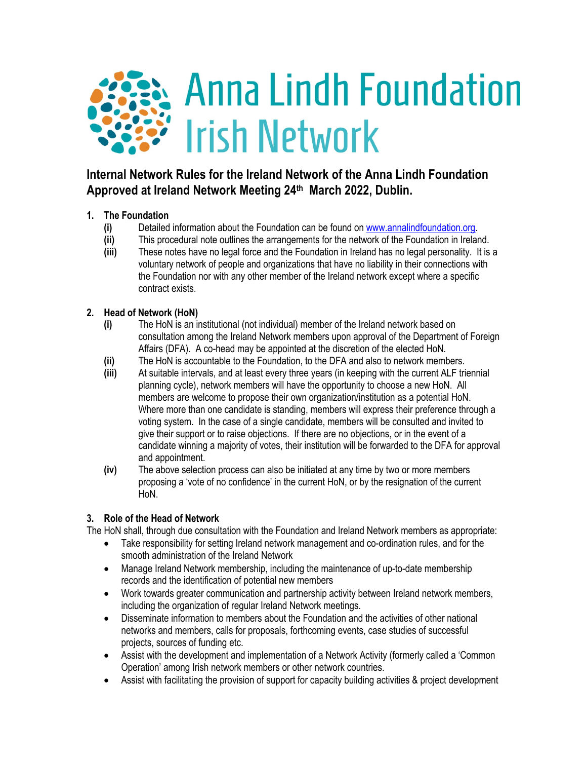# Anna Lindh Foundation Irish Network

## Internal Network Rules for the Ireland Network of the Anna Lindh Foundation Approved at Ireland Network Meeting 24th March 2022, Dublin.

1. **The Foundation**
   - **(i)** Detailed information about the Foundation can be found on www.annalindfoundation.org.
   - **(ii)** This procedural note outlines the arrangements for the network of the Foundation in Ireland.
   - **(iii)** These notes have no legal force and the Foundation in Ireland has no legal personality. It is a voluntary network of people and organizations that have no liability in their connections with the Foundation nor with any other member of the Ireland network except where a specific contract exists.

2. **Head of Network (HoN)**
   - **(i)** The HoN is an institutional (not individual) member of the Ireland network based on consultation among the Ireland Network members upon approval of the Department of Foreign Affairs (DFA). A co-head may be appointed at the discretion of the elected HoN.
   - **(ii)** The HoN is accountable to the Foundation, to the DFA and also to network members.
   - **(iii)** At suitable intervals, and at least every three years (in keeping with the current ALF triennial planning cycle), network members will have the opportunity to choose a new HoN. All members are welcome to propose their own organization/institution as a potential HoN. Where more than one candidate is standing, members will express their preference through a voting system. In the case of a single candidate, members will be consulted and invited to give their support or to raise objections. If there are no objections, or in the event of a candidate winning a majority of votes, their institution will be forwarded to the DFA for approval and appointment.
   - **(iv)** The above selection process can also be initiated at any time by two or more members proposing a 'vote of no confidence' in the current HoN, or by the resignation of the current HoN.

3. **Role of the Head of Network**

The HoN shall, through due consultation with the Foundation and Ireland Network members as appropriate:

- Take responsibility for setting Ireland network management and co-ordination rules, and for the smooth administration of the Ireland Network
- Manage Ireland Network membership, including the maintenance of up-to-date membership records and the identification of potential new members
- Work towards greater communication and partnership activity between Ireland network members, including the organization of regular Ireland Network meetings.
- Disseminate information to members about the Foundation and the activities of other national networks and members, calls for proposals, forthcoming events, case studies of successful projects, sources of funding etc.
- Assist with the development and implementation of a Network Activity (formerly called a 'Common Operation' among Irish network members or other network countries.
- Assist with facilitating the provision of support for capacity building activities & project development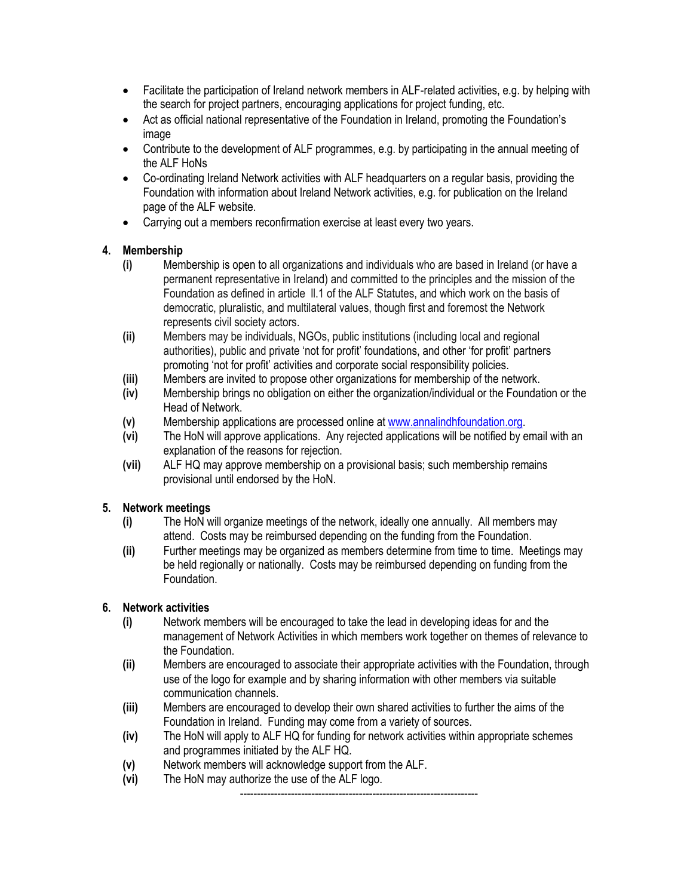- Facilitate the participation of Ireland network members in ALF-related activities, e.g. by helping with the search for project partners, encouraging applications for project funding, etc.
- Act as official national representative of the Foundation in Ireland, promoting the Foundation's image
- Contribute to the development of ALF programmes, e.g. by participating in the annual meeting of the ALF HoNs
- Co-ordinating Ireland Network activities with ALF headquarters on a regular basis, providing the Foundation with information about Ireland Network activities, e.g. for publication on the Ireland page of the ALF website.
- Carrying out a members reconfirmation exercise at least every two years.

## 4. Membership

**(i)** Membership is open to all organizations and individuals who are based in Ireland (or have a permanent representative in Ireland) and committed to the principles and the mission of the Foundation as defined in article Il.1 of the ALF Statutes, and which work on the basis of democratic, pluralistic, and multilateral values, though first and foremost the Network represents civil society actors.

**(ii)** Members may be individuals, NGOs, public institutions (including local and regional authorities), public and private 'not for profit' foundations, and other 'for profit' partners promoting 'not for profit' activities and corporate social responsibility policies.

**(iii)** Members are invited to propose other organizations for membership of the network.

**(iv)** Membership brings no obligation on either the organization/individual or the Foundation or the Head of Network.

**(v)** Membership applications are processed online at www.annalindhfoundation.org.

**(vi)** The HoN will approve applications. Any rejected applications will be notified by email with an explanation of the reasons for rejection.

**(vii)** ALF HQ may approve membership on a provisional basis; such membership remains provisional until endorsed by the HoN.

## 5. Network meetings

**(i)** The HoN will organize meetings of the network, ideally one annually. All members may attend. Costs may be reimbursed depending on the funding from the Foundation.

**(ii)** Further meetings may be organized as members determine from time to time. Meetings may be held regionally or nationally. Costs may be reimbursed depending on funding from the Foundation.

## 6. Network activities

**(i)** Network members will be encouraged to take the lead in developing ideas for and the management of Network Activities in which members work together on themes of relevance to the Foundation.

**(ii)** Members are encouraged to associate their appropriate activities with the Foundation, through use of the logo for example and by sharing information with other members via suitable communication channels.

**(iii)** Members are encouraged to develop their own shared activities to further the aims of the Foundation in Ireland. Funding may come from a variety of sources.

**(iv)** The HoN will apply to ALF HQ for funding for network activities within appropriate schemes and programmes initiated by the ALF HQ.

**(v)** Network members will acknowledge support from the ALF.

**(vi)** The HoN may authorize the use of the ALF logo.

---